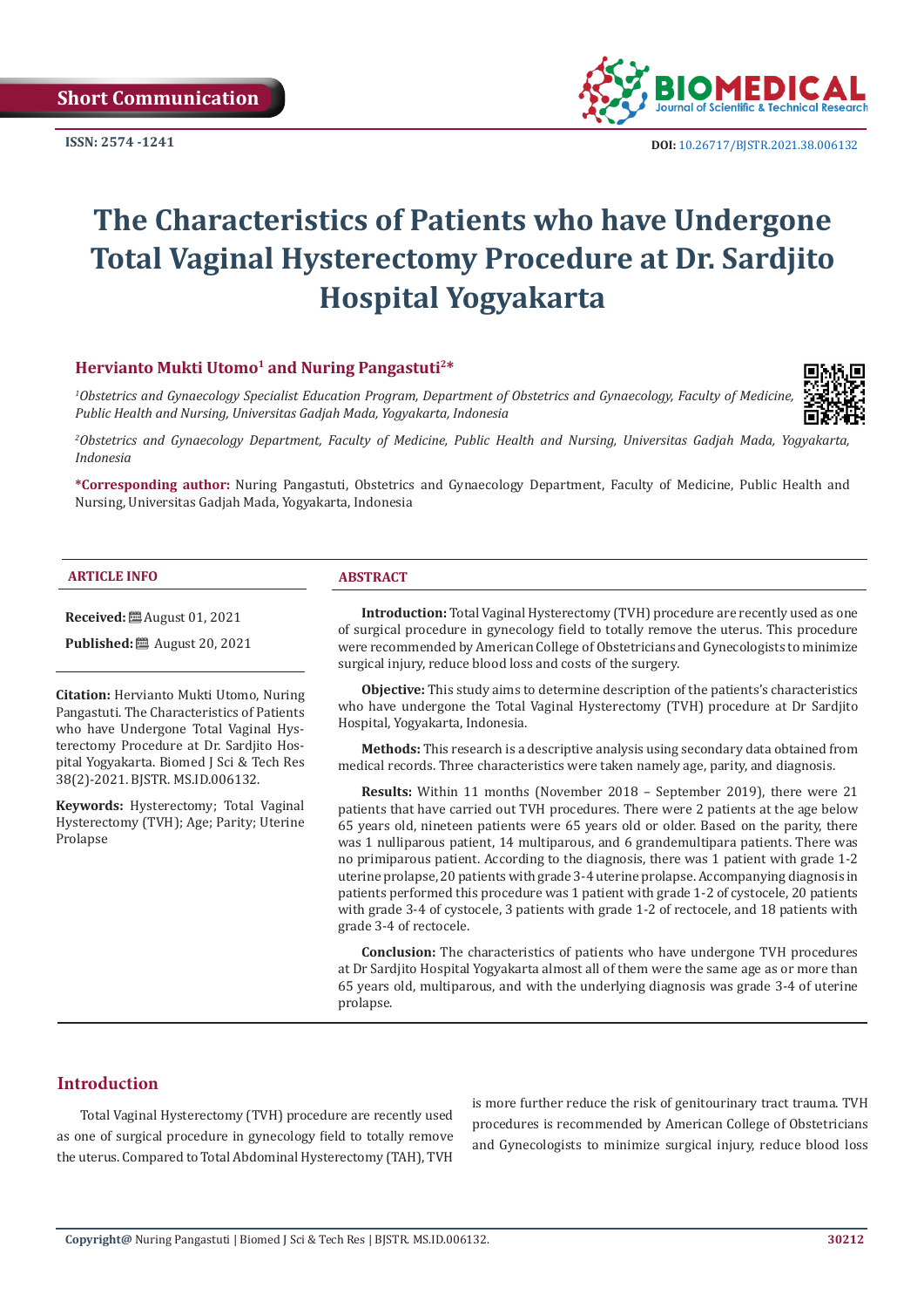Short Communication

ISSN: 2574 -1241

DOI: 10.26717/BJSTR.2021.38.006132

# The Characteristics of Patients who have Undergone Total Vaginal Hysterectomy Procedure at Dr. Sardjito Hospital Yogyakarta

## Hervianto Mukti Utomo[1] and Nuring Pangastuti[2]*

[1]*Obstetrics and Gynaecology Specialist Education Program, Department of Obstetrics and Gynaecology, Faculty of Medicine, Public Health and Nursing, Universitas Gadjah Mada, Yogyakarta, Indonesia*

[2]*Obstetrics and Gynaecology Department, Faculty of Medicine, Public Health and Nursing, Universitas Gadjah Mada, Yogyakarta, Indonesia*

**\*Corresponding author:** Nuring Pangastuti, Obstetrics and Gynaecology Department, Faculty of Medicine, Public Health and Nursing, Universitas Gadjah Mada, Yogyakarta, Indonesia

### ARTICLE INFO

**Received:** August 01, 2021

**Published:** August 20, 2021

**Citation:** Hervianto Mukti Utomo, Nuring Pangastuti. The Characteristics of Patients who have Undergone Total Vaginal Hysterectomy Procedure at Dr. Sardjito Hospital Yogyakarta. Biomed J Sci & Tech Res 38(2)-2021. BJSTR. MS.ID.006132.

**Keywords:** Hysterectomy; Total Vaginal Hysterectomy (TVH); Age; Parity; Uterine Prolapse

### ABSTRACT

**Introduction:** Total Vaginal Hysterectomy (TVH) procedure are recently used as one of surgical procedure in gynecology field to totally remove the uterus. This procedure were recommended by American College of Obstetricians and Gynecologists to minimize surgical injury, reduce blood loss and costs of the surgery.

**Objective:** This study aims to determine description of the patients's characteristics who have undergone the Total Vaginal Hysterectomy (TVH) procedure at Dr Sardjito Hospital, Yogyakarta, Indonesia.

**Methods:** This research is a descriptive analysis using secondary data obtained from medical records. Three characteristics were taken namely age, parity, and diagnosis.

**Results:** Within 11 months (November 2018 – September 2019), there were 21 patients that have carried out TVH procedures. There were 2 patients at the age below 65 years old, nineteen patients were 65 years old or older. Based on the parity, there was 1 nulliparous patient, 14 multiparous, and 6 grandemultipara patients. There was no primiparous patient. According to the diagnosis, there was 1 patient with grade 1-2 uterine prolapse, 20 patients with grade 3-4 uterine prolapse. Accompanying diagnosis in patients performed this procedure was 1 patient with grade 1-2 of cystocele, 20 patients with grade 3-4 of cystocele, 3 patients with grade 1-2 of rectocele, and 18 patients with grade 3-4 of rectocele.

**Conclusion:** The characteristics of patients who have undergone TVH procedures at Dr Sardjito Hospital Yogyakarta almost all of them were the same age as or more than 65 years old, multiparous, and with the underlying diagnosis was grade 3-4 of uterine prolapse.

## Introduction

Total Vaginal Hysterectomy (TVH) procedure are recently used as one of surgical procedure in gynecology field to totally remove the uterus. Compared to Total Abdominal Hysterectomy (TAH), TVH is more further reduce the risk of genitourinary tract trauma. TVH procedures is recommended by American College of Obstetricians and Gynecologists to minimize surgical injury, reduce blood loss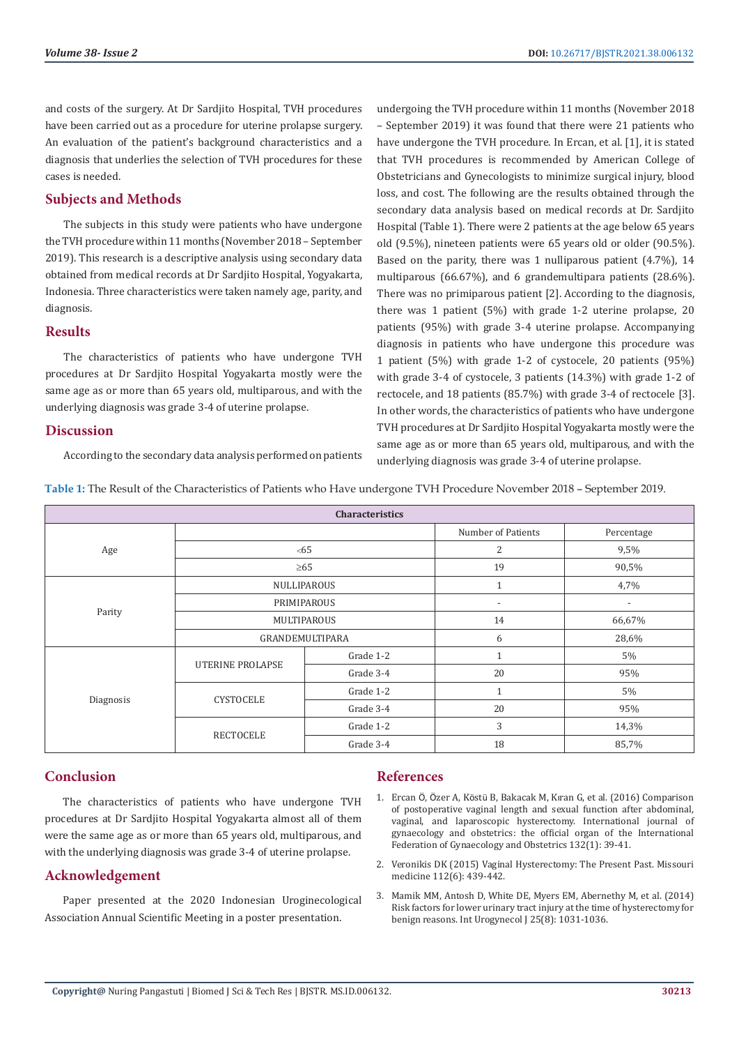and costs of the surgery. At Dr Sardjito Hospital, TVH procedures have been carried out as a procedure for uterine prolapse surgery. An evaluation of the patient's background characteristics and a diagnosis that underlies the selection of TVH procedures for these cases is needed.

## Subjects and Methods

The subjects in this study were patients who have undergone the TVH procedure within 11 months (November 2018 – September 2019). This research is a descriptive analysis using secondary data obtained from medical records at Dr Sardjito Hospital, Yogyakarta, Indonesia. Three characteristics were taken namely age, parity, and diagnosis.

## Results

The characteristics of patients who have undergone TVH procedures at Dr Sardjito Hospital Yogyakarta mostly were the same age as or more than 65 years old, multiparous, and with the underlying diagnosis was grade 3-4 of uterine prolapse.

## Discussion

According to the secondary data analysis performed on patients undergoing the TVH procedure within 11 months (November 2018 – September 2019) it was found that there were 21 patients who have undergone the TVH procedure. In Ercan, et al. [1], it is stated that TVH procedures is recommended by American College of Obstetricians and Gynecologists to minimize surgical injury, blood loss, and cost. The following are the results obtained through the secondary data analysis based on medical records at Dr. Sardjito Hospital (Table 1). There were 2 patients at the age below 65 years old (9.5%), nineteen patients were 65 years old or older (90.5%). Based on the parity, there was 1 nulliparous patient (4.7%), 14 multiparous (66.67%), and 6 grandemultipara patients (28.6%). There was no primiparous patient [2]. According to the diagnosis, there was 1 patient (5%) with grade 1-2 uterine prolapse, 20 patients (95%) with grade 3-4 uterine prolapse. Accompanying diagnosis in patients who have undergone this procedure was 1 patient (5%) with grade 1-2 of cystocele, 20 patients (95%) with grade 3-4 of cystocele, 3 patients (14.3%) with grade 1-2 of rectocele, and 18 patients (85.7%) with grade 3-4 of rectocele [3]. In other words, the characteristics of patients who have undergone TVH procedures at Dr Sardjito Hospital Yogyakarta mostly were the same age as or more than 65 years old, multiparous, and with the underlying diagnosis was grade 3-4 of uterine prolapse.

**Table 1:** The Result of the Characteristics of Patients who Have undergone TVH Procedure November 2018 – September 2019.

| Characteristics | | | | |
|---|---|---|---|---|
| | | | Number of Patients | Percentage |
| Age | <65 | | 2 | 9,5% |
| | ≥65 | | 19 | 90,5% |
| Parity | NULLIPAROUS | | 1 | 4,7% |
| | PRIMIPAROUS | | - | - |
| | MULTIPAROUS | | 14 | 66,67% |
| | GRANDEMULTIPARA | | 6 | 28,6% |
| Diagnosis | UTERINE PROLAPSE | Grade 1-2 | 1 | 5% |
| | | Grade 3-4 | 20 | 95% |
| | CYSTOCELE | Grade 1-2 | 1 | 5% |
| | | Grade 3-4 | 20 | 95% |
| | RECTOCELE | Grade 1-2 | 3 | 14,3% |
| | | Grade 3-4 | 18 | 85,7% |

## Conclusion

The characteristics of patients who have undergone TVH procedures at Dr Sardjito Hospital Yogyakarta almost all of them were the same age as or more than 65 years old, multiparous, and with the underlying diagnosis was grade 3-4 of uterine prolapse.

## Acknowledgement

Paper presented at the 2020 Indonesian Uroginecological Association Annual Scientific Meeting in a poster presentation.

## References

1. Ercan Ö, Özer A, Köstü B, Bakacak M, Kıran G, et al. (2016) Comparison of postoperative vaginal length and sexual function after abdominal, vaginal, and laparoscopic hysterectomy. International journal of gynaecology and obstetrics: the official organ of the International Federation of Gynaecology and Obstetrics 132(1): 39-41.
2. Veronikis DK (2015) Vaginal Hysterectomy: The Present Past. Missouri medicine 112(6): 439-442.
3. Mamik MM, Antosh D, White DE, Myers EM, Abernethy M, et al. (2014) Risk factors for lower urinary tract injury at the time of hysterectomy for benign reasons. Int Urogynecol J 25(8): 1031-1036.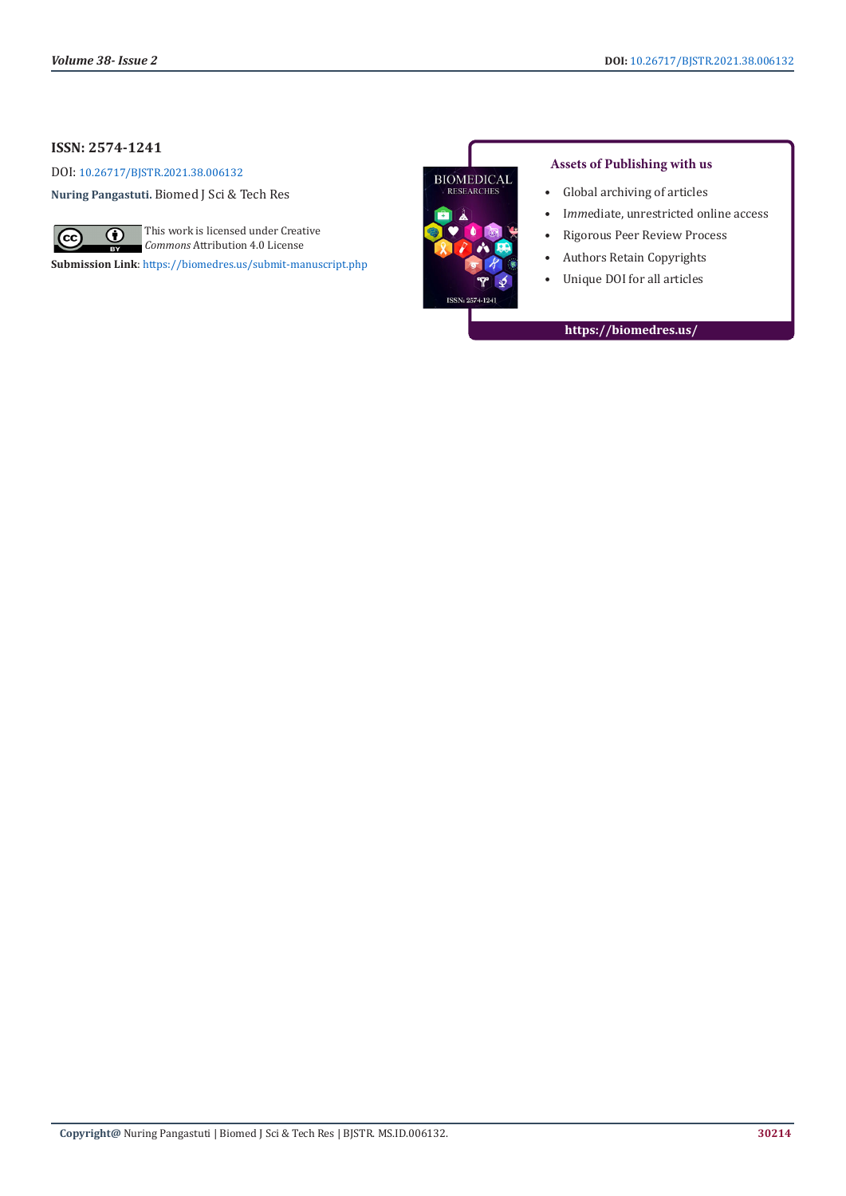**ISSN: 2574-1241**

DOI: 10.26717/BJSTR.2021.38.006132

**Nuring Pangastuti**. Biomed J Sci & Tech Res

This work is licensed under Creative *Commons* Attribution 4.0 License

**Submission Link**: https://biomedres.us/submit-manuscript.php

**Assets of Publishing with us**

- Global archiving of articles
- Immediate, unrestricted online access
- Rigorous Peer Review Process
- Authors Retain Copyrights
- Unique DOI for all articles

**https://biomedres.us/**